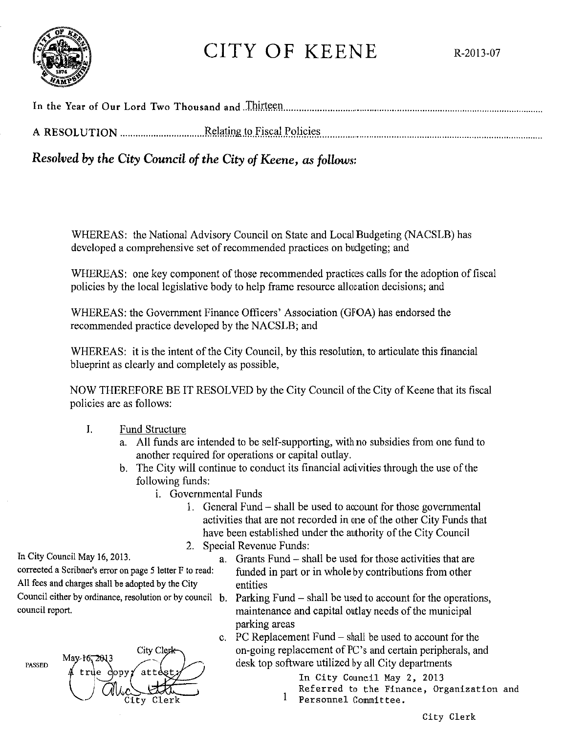# CITY OF KEENE

R-2013-07

In the Year of Our Lord Two Thousand and Thirteen

A RESOLUTION Relating to Fiscal Policies

***Resolved by the City Council of the City of Keene, as follows:***

WHEREAS: the National Advisory Council on State and Local Budgeting (NACSLB) has developed a comprehensive set of recommended practices on budgeting; and

WHEREAS: one key component of those recommended practices calls for the adoption of fiscal policies by the local legislative body to help frame resource allocation decisions; and

WHEREAS: the Government Finance Officers' Association (GFOA) has endorsed the recommended practice developed by the NACSLB; and

WHEREAS: it is the intent of the City Council, by this resolution, to articulate this financial blueprint as clearly and completely as possible,

NOW THEREFORE BE IT RESOLVED by the City Council of the City of Keene that its fiscal policies are as follows:

I. Fund Structure
   a. All funds are intended to be self-supporting, with no subsidies from one fund to another required for operations or capital outlay.
   b. The City will continue to conduct its financial activities through the use of the following funds:
      i. Governmental Funds
         1. General Fund – shall be used to account for those governmental activities that are not recorded in one of the other City Funds that have been established under the authority of the City Council
         2. Special Revenue Funds:
            a. Grants Fund – shall be used for those activities that are funded in part or in whole by contributions from other entities
            b. Parking Fund – shall be used to account for the operations, maintenance and capital outlay needs of the municipal parking areas
            c. PC Replacement Fund – shall be used to account for the on-going replacement of PC's and certain peripherals, and desk top software utilized by all City departments

In City Council May 16, 2013.
corrected a Scribner's error on page 5 letter F to read:
All fees and charges shall be adopted by the City Council either by ordinance, resolution or by council council report.

PASSED May 16, 2013

A true copy; attest:

City Clerk

In City Council May 2, 2013
Referred to the Finance, Organization and Personnel Committee.

City Clerk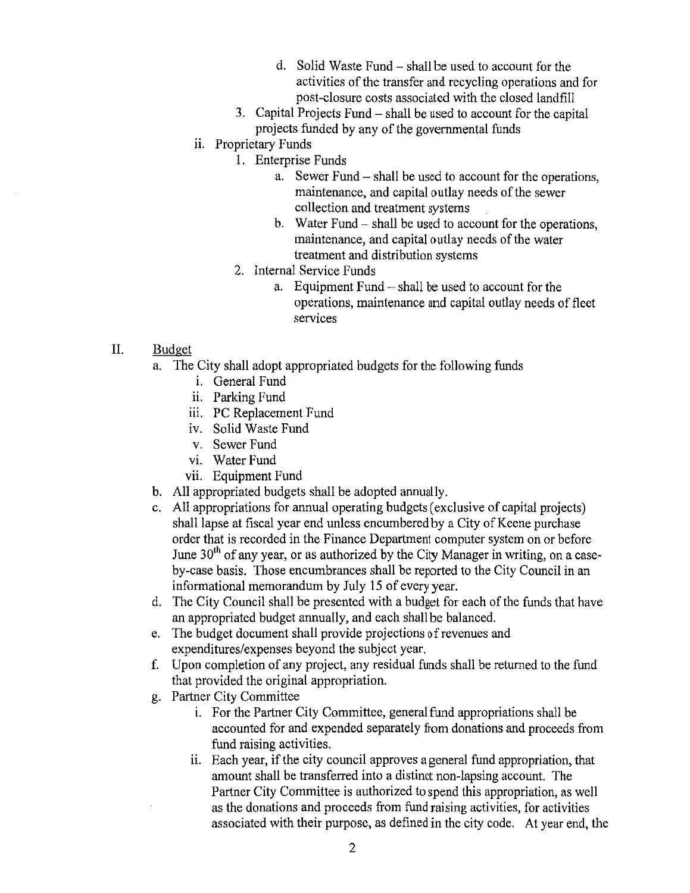- d. Solid Waste Fund – shall be used to account for the activities of the transfer and recycling operations and for post-closure costs associated with the closed landfill
  3. Capital Projects Fund – shall be used to account for the capital projects funded by any of the governmental funds
- ii. Proprietary Funds
  1. Enterprise Funds
     - a. Sewer Fund – shall be used to account for the operations, maintenance, and capital outlay needs of the sewer collection and treatment systems
     - b. Water Fund – shall be used to account for the operations, maintenance, and capital outlay needs of the water treatment and distribution systems
  2. Internal Service Funds
     - a. Equipment Fund – shall be used to account for the operations, maintenance and capital outlay needs of fleet services

## II. Budget

- a. The City shall adopt appropriated budgets for the following funds
  - i. General Fund
  - ii. Parking Fund
  - iii. PC Replacement Fund
  - iv. Solid Waste Fund
  - v. Sewer Fund
  - vi. Water Fund
  - vii. Equipment Fund
- b. All appropriated budgets shall be adopted annually.
- c. All appropriations for annual operating budgets (exclusive of capital projects) shall lapse at fiscal year end unless encumbered by a City of Keene purchase order that is recorded in the Finance Department computer system on or before June 30th of any year, or as authorized by the City Manager in writing, on a case-by-case basis. Those encumbrances shall be reported to the City Council in an informational memorandum by July 15 of every year.
- d. The City Council shall be presented with a budget for each of the funds that have an appropriated budget annually, and each shall be balanced.
- e. The budget document shall provide projections of revenues and expenditures/expenses beyond the subject year.
- f. Upon completion of any project, any residual funds shall be returned to the fund that provided the original appropriation.
- g. Partner City Committee
  - i. For the Partner City Committee, general fund appropriations shall be accounted for and expended separately from donations and proceeds from fund raising activities.
  - ii. Each year, if the city council approves a general fund appropriation, that amount shall be transferred into a distinct non-lapsing account. The Partner City Committee is authorized to spend this appropriation, as well as the donations and proceeds from fund raising activities, for activities associated with their purpose, as defined in the city code. At year end, the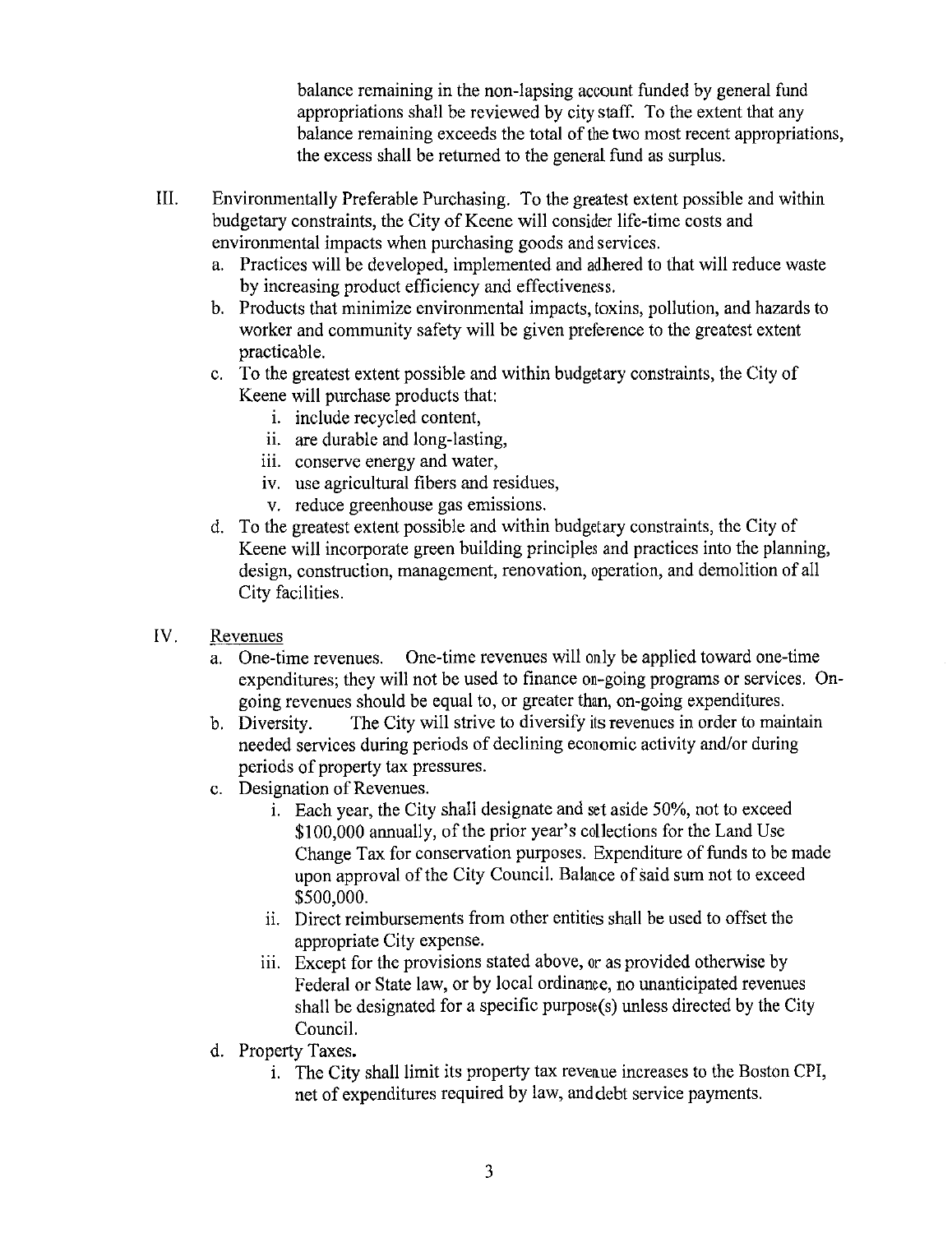balance remaining in the non-lapsing account funded by general fund appropriations shall be reviewed by city staff. To the extent that any balance remaining exceeds the total of the two most recent appropriations, the excess shall be returned to the general fund as surplus.

III. Environmentally Preferable Purchasing. To the greatest extent possible and within budgetary constraints, the City of Keene will consider life-time costs and environmental impacts when purchasing goods and services.
   a. Practices will be developed, implemented and adhered to that will reduce waste by increasing product efficiency and effectiveness.
   b. Products that minimize environmental impacts, toxins, pollution, and hazards to worker and community safety will be given preference to the greatest extent practicable.
   c. To the greatest extent possible and within budgetary constraints, the City of Keene will purchase products that:
      i. include recycled content,
      ii. are durable and long-lasting,
      iii. conserve energy and water,
      iv. use agricultural fibers and residues,
      v. reduce greenhouse gas emissions.
   d. To the greatest extent possible and within budgetary constraints, the City of Keene will incorporate green building principles and practices into the planning, design, construction, management, renovation, operation, and demolition of all City facilities.

IV. <u>Revenues</u>
   a. One-time revenues. One-time revenues will only be applied toward one-time expenditures; they will not be used to finance on-going programs or services. On-going revenues should be equal to, or greater than, on-going expenditures.
   b. Diversity. The City will strive to diversify its revenues in order to maintain needed services during periods of declining economic activity and/or during periods of property tax pressures.
   c. Designation of Revenues.
      i. Each year, the City shall designate and set aside 50%, not to exceed $100,000 annually, of the prior year's collections for the Land Use Change Tax for conservation purposes. Expenditure of funds to be made upon approval of the City Council. Balance of said sum not to exceed $500,000.
      ii. Direct reimbursements from other entities shall be used to offset the appropriate City expense.
      iii. Except for the provisions stated above, or as provided otherwise by Federal or State law, or by local ordinance, no unanticipated revenues shall be designated for a specific purpose(s) unless directed by the City Council.
   d. Property Taxes.
      i. The City shall limit its property tax revenue increases to the Boston CPI, net of expenditures required by law, and debt service payments.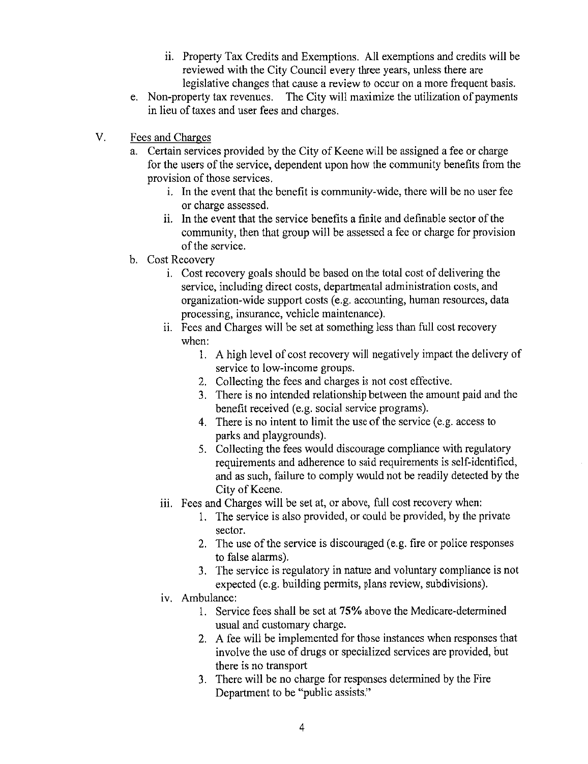ii. Property Tax Credits and Exemptions. All exemptions and credits will be reviewed with the City Council every three years, unless there are legislative changes that cause a review to occur on a more frequent basis.

e. Non-property tax revenues. The City will maximize the utilization of payments in lieu of taxes and user fees and charges.

V. Fees and Charges

a. Certain services provided by the City of Keene will be assigned a fee or charge for the users of the service, dependent upon how the community benefits from the provision of those services.
   - i. In the event that the benefit is community-wide, there will be no user fee or charge assessed.
   - ii. In the event that the service benefits a finite and definable sector of the community, then that group will be assessed a fee or charge for provision of the service.

b. Cost Recovery
   - i. Cost recovery goals should be based on the total cost of delivering the service, including direct costs, departmental administration costs, and organization-wide support costs (e.g. accounting, human resources, data processing, insurance, vehicle maintenance).
   - ii. Fees and Charges will be set at something less than full cost recovery when:
     1. A high level of cost recovery will negatively impact the delivery of service to low-income groups.
     2. Collecting the fees and charges is not cost effective.
     3. There is no intended relationship between the amount paid and the benefit received (e.g. social service programs).
     4. There is no intent to limit the use of the service (e.g. access to parks and playgrounds).
     5. Collecting the fees would discourage compliance with regulatory requirements and adherence to said requirements is self-identified, and as such, failure to comply would not be readily detected by the City of Keene.
   - iii. Fees and Charges will be set at, or above, full cost recovery when:
     1. The service is also provided, or could be provided, by the private sector.
     2. The use of the service is discouraged (e.g. fire or police responses to false alarms).
     3. The service is regulatory in nature and voluntary compliance is not expected (e.g. building permits, plans review, subdivisions).
   - iv. Ambulance:
     1. Service fees shall be set at **75%** above the Medicare-determined usual and customary charge.
     2. A fee will be implemented for those instances when responses that involve the use of drugs or specialized services are provided, but there is no transport
     3. There will be no charge for responses determined by the Fire Department to be "public assists."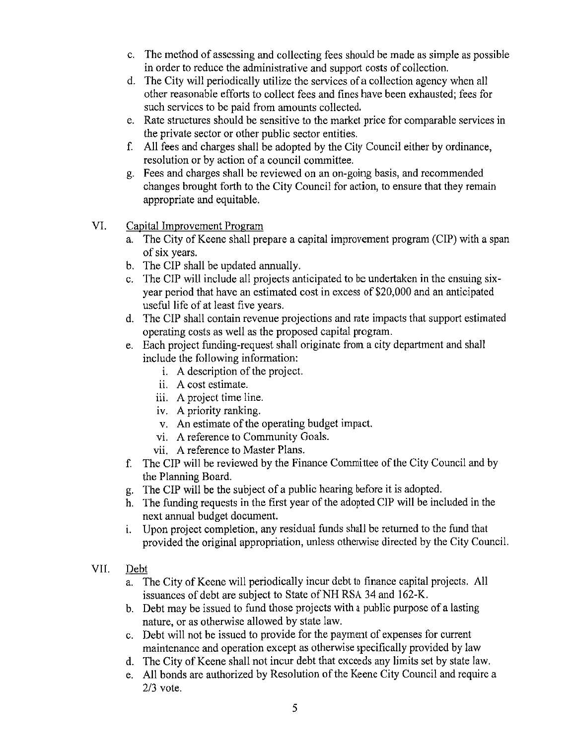c. The method of assessing and collecting fees should be made as simple as possible in order to reduce the administrative and support costs of collection.
d. The City will periodically utilize the services of a collection agency when all other reasonable efforts to collect fees and fines have been exhausted; fees for such services to be paid from amounts collected.
e. Rate structures should be sensitive to the market price for comparable services in the private sector or other public sector entities.
f. All fees and charges shall be adopted by the City Council either by ordinance, resolution or by action of a council committee.
g. Fees and charges shall be reviewed on an on-going basis, and recommended changes brought forth to the City Council for action, to ensure that they remain appropriate and equitable.

VI. Capital Improvement Program

a. The City of Keene shall prepare a capital improvement program (CIP) with a span of six years.
b. The CIP shall be updated annually.
c. The CIP will include all projects anticipated to be undertaken in the ensuing six-year period that have an estimated cost in excess of $20,000 and an anticipated useful life of at least five years.
d. The CIP shall contain revenue projections and rate impacts that support estimated operating costs as well as the proposed capital program.
e. Each project funding-request shall originate from a city department and shall include the following information:
    i. A description of the project.
    ii. A cost estimate.
    iii. A project time line.
    iv. A priority ranking.
    v. An estimate of the operating budget impact.
    vi. A reference to Community Goals.
    vii. A reference to Master Plans.
f. The CIP will be reviewed by the Finance Committee of the City Council and by the Planning Board.
g. The CIP will be the subject of a public hearing before it is adopted.
h. The funding requests in the first year of the adopted CIP will be included in the next annual budget document.
i. Upon project completion, any residual funds shall be returned to the fund that provided the original appropriation, unless otherwise directed by the City Council.

VII. Debt

a. The City of Keene will periodically incur debt to finance capital projects. All issuances of debt are subject to State of NH RSA 34 and 162-K.
b. Debt may be issued to fund those projects with a public purpose of a lasting nature, or as otherwise allowed by state law.
c. Debt will not be issued to provide for the payment of expenses for current maintenance and operation except as otherwise specifically provided by law
d. The City of Keene shall not incur debt that exceeds any limits set by state law.
e. All bonds are authorized by Resolution of the Keene City Council and require a 2/3 vote.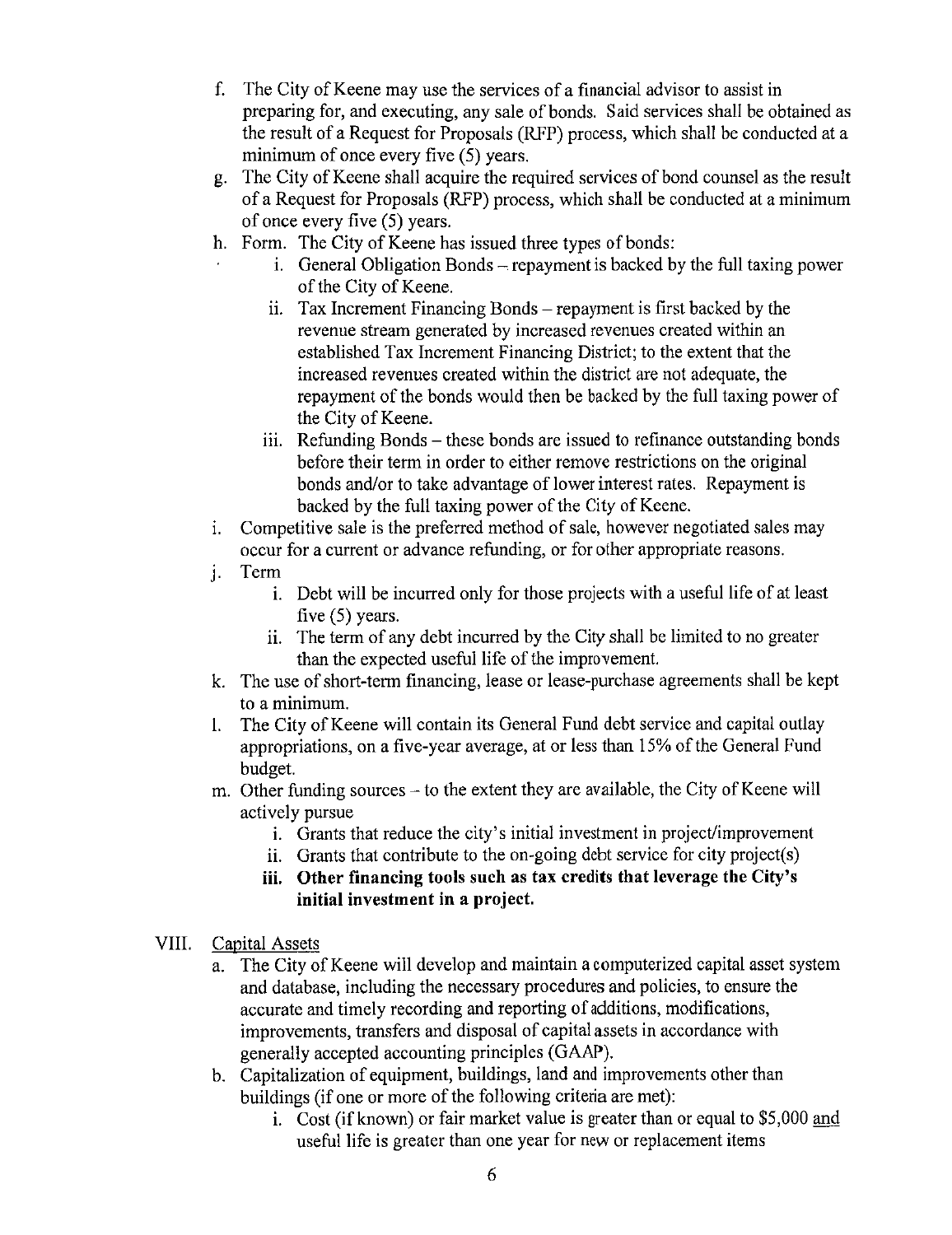f. The City of Keene may use the services of a financial advisor to assist in preparing for, and executing, any sale of bonds. Said services shall be obtained as the result of a Request for Proposals (RFP) process, which shall be conducted at a minimum of once every five (5) years.

g. The City of Keene shall acquire the required services of bond counsel as the result of a Request for Proposals (RFP) process, which shall be conducted at a minimum of once every five (5) years.

h. Form. The City of Keene has issued three types of bonds:
   i. General Obligation Bonds – repayment is backed by the full taxing power of the City of Keene.
   ii. Tax Increment Financing Bonds – repayment is first backed by the revenue stream generated by increased revenues created within an established Tax Increment Financing District; to the extent that the increased revenues created within the district are not adequate, the repayment of the bonds would then be backed by the full taxing power of the City of Keene.
   iii. Refunding Bonds – these bonds are issued to refinance outstanding bonds before their term in order to either remove restrictions on the original bonds and/or to take advantage of lower interest rates. Repayment is backed by the full taxing power of the City of Keene.

i. Competitive sale is the preferred method of sale, however negotiated sales may occur for a current or advance refunding, or for other appropriate reasons.

j. Term
   i. Debt will be incurred only for those projects with a useful life of at least five (5) years.
   ii. The term of any debt incurred by the City shall be limited to no greater than the expected useful life of the improvement.

k. The use of short-term financing, lease or lease-purchase agreements shall be kept to a minimum.

l. The City of Keene will contain its General Fund debt service and capital outlay appropriations, on a five-year average, at or less than 15% of the General Fund budget.

m. Other funding sources – to the extent they are available, the City of Keene will actively pursue
   i. Grants that reduce the city's initial investment in project/improvement
   ii. Grants that contribute to the on-going debt service for city project(s)
   iii. **Other financing tools such as tax credits that leverage the City's initial investment in a project.**

VIII. Capital Assets

a. The City of Keene will develop and maintain a computerized capital asset system and database, including the necessary procedures and policies, to ensure the accurate and timely recording and reporting of additions, modifications, improvements, transfers and disposal of capital assets in accordance with generally accepted accounting principles (GAAP).

b. Capitalization of equipment, buildings, land and improvements other than buildings (if one or more of the following criteria are met):
   i. Cost (if known) or fair market value is greater than or equal to $5,000 and useful life is greater than one year for new or replacement items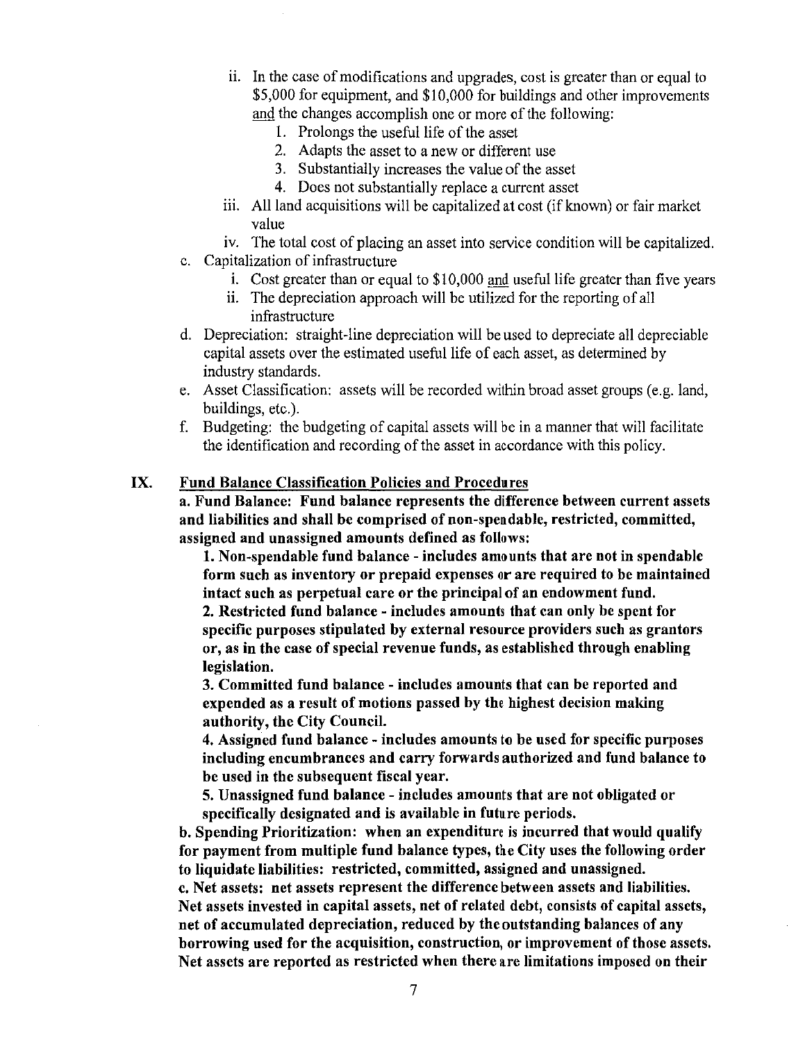ii. In the case of modifications and upgrades, cost is greater than or equal to $5,000 for equipment, and $10,000 for buildings and other improvements <u>and</u> the changes accomplish one or more of the following:

1. Prolongs the useful life of the asset
2. Adapts the asset to a new or different use
3. Substantially increases the value of the asset
4. Does not substantially replace a current asset

iii. All land acquisitions will be capitalized at cost (if known) or fair market value

iv. The total cost of placing an asset into service condition will be capitalized.

c. Capitalization of infrastructure

i. Cost greater than or equal to $10,000 <u>and</u> useful life greater than five years

ii. The depreciation approach will be utilized for the reporting of all infrastructure

d. Depreciation: straight-line depreciation will be used to depreciate all depreciable capital assets over the estimated useful life of each asset, as determined by industry standards.

e. Asset Classification: assets will be recorded within broad asset groups (e.g. land, buildings, etc.).

f. Budgeting: the budgeting of capital assets will be in a manner that will facilitate the identification and recording of the asset in accordance with this policy.

## IX. <u>Fund Balance Classification Policies and Procedures</u>

**a. Fund Balance: Fund balance represents the difference between current assets and liabilities and shall be comprised of non-spendable, restricted, committed, assigned and unassigned amounts defined as follows:**

**1. Non-spendable fund balance - includes amounts that are not in spendable form such as inventory or prepaid expenses or are required to be maintained intact such as perpetual care or the principal of an endowment fund.**

**2. Restricted fund balance - includes amounts that can only be spent for specific purposes stipulated by external resource providers such as grantors or, as in the case of special revenue funds, as established through enabling legislation.**

**3. Committed fund balance - includes amounts that can be reported and expended as a result of motions passed by the highest decision making authority, the City Council.**

**4. Assigned fund balance - includes amounts to be used for specific purposes including encumbrances and carry forwards authorized and fund balance to be used in the subsequent fiscal year.**

**5. Unassigned fund balance - includes amounts that are not obligated or specifically designated and is available in future periods.**

**b. Spending Prioritization: when an expenditure is incurred that would qualify for payment from multiple fund balance types, the City uses the following order to liquidate liabilities: restricted, committed, assigned and unassigned.**

**c. Net assets: net assets represent the difference between assets and liabilities. Net assets invested in capital assets, net of related debt, consists of capital assets, net of accumulated depreciation, reduced by the outstanding balances of any borrowing used for the acquisition, construction, or improvement of those assets. Net assets are reported as restricted when there are limitations imposed on their**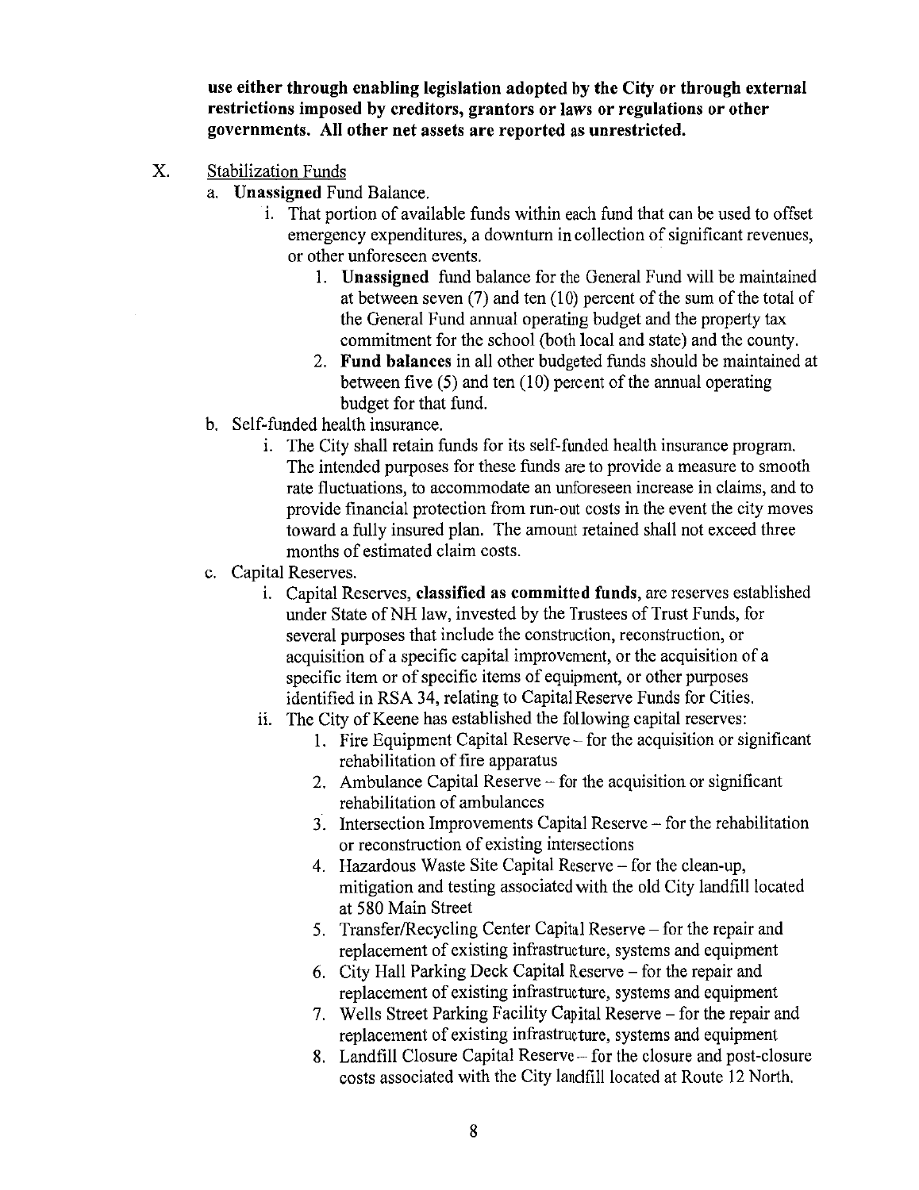**use either through enabling legislation adopted by the City or through external restrictions imposed by creditors, grantors or laws or regulations or other governments. All other net assets are reported as unrestricted.**

X. Stabilization Funds

a. **Unassigned** Fund Balance.

   i. That portion of available funds within each fund that can be used to offset emergency expenditures, a downturn in collection of significant revenues, or other unforeseen events.

      1. **Unassigned** fund balance for the General Fund will be maintained at between seven (7) and ten (10) percent of the sum of the total of the General Fund annual operating budget and the property tax commitment for the school (both local and state) and the county.

      2. **Fund balances** in all other budgeted funds should be maintained at between five (5) and ten (10) percent of the annual operating budget for that fund.

b. Self-funded health insurance.

   i. The City shall retain funds for its self-funded health insurance program. The intended purposes for these funds are to provide a measure to smooth rate fluctuations, to accommodate an unforeseen increase in claims, and to provide financial protection from run-out costs in the event the city moves toward a fully insured plan. The amount retained shall not exceed three months of estimated claim costs.

c. Capital Reserves.

   i. Capital Reserves, **classified as committed funds**, are reserves established under State of NH law, invested by the Trustees of Trust Funds, for several purposes that include the construction, reconstruction, or acquisition of a specific capital improvement, or the acquisition of a specific item or of specific items of equipment, or other purposes identified in RSA 34, relating to Capital Reserve Funds for Cities.

   ii. The City of Keene has established the following capital reserves:

      1. Fire Equipment Capital Reserve – for the acquisition or significant rehabilitation of fire apparatus

      2. Ambulance Capital Reserve – for the acquisition or significant rehabilitation of ambulances

      3. Intersection Improvements Capital Reserve – for the rehabilitation or reconstruction of existing intersections

      4. Hazardous Waste Site Capital Reserve – for the clean-up, mitigation and testing associated with the old City landfill located at 580 Main Street

      5. Transfer/Recycling Center Capital Reserve – for the repair and replacement of existing infrastructure, systems and equipment

      6. City Hall Parking Deck Capital Reserve – for the repair and replacement of existing infrastructure, systems and equipment

      7. Wells Street Parking Facility Capital Reserve – for the repair and replacement of existing infrastructure, systems and equipment

      8. Landfill Closure Capital Reserve – for the closure and post-closure costs associated with the City landfill located at Route 12 North.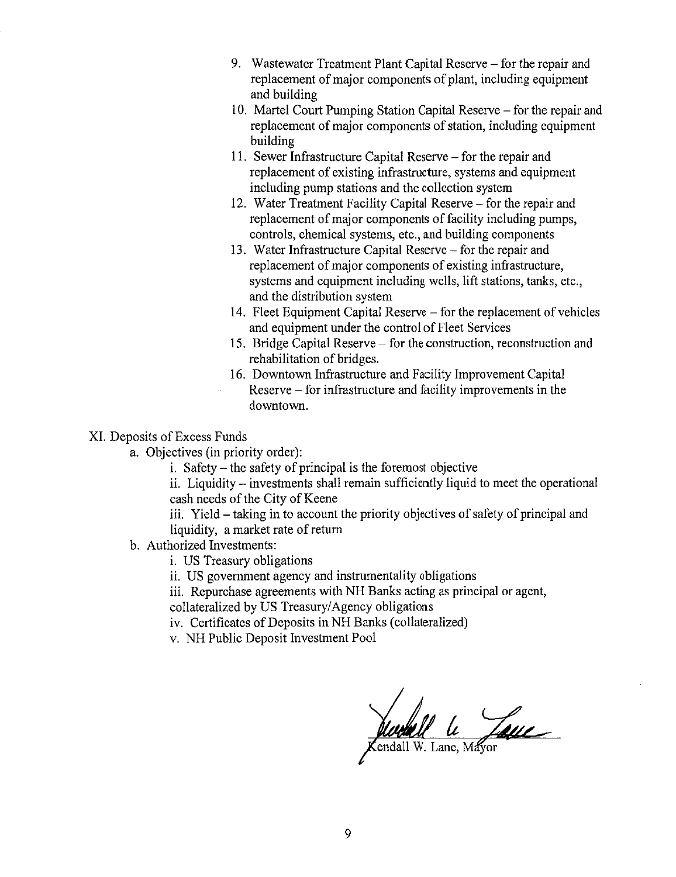9. Wastewater Treatment Plant Capital Reserve – for the repair and replacement of major components of plant, including equipment and building
10. Martel Court Pumping Station Capital Reserve – for the repair and replacement of major components of station, including equipment building
11. Sewer Infrastructure Capital Reserve – for the repair and replacement of existing infrastructure, systems and equipment including pump stations and the collection system
12. Water Treatment Facility Capital Reserve – for the repair and replacement of major components of facility including pumps, controls, chemical systems, etc., and building components
13. Water Infrastructure Capital Reserve – for the repair and replacement of major components of existing infrastructure, systems and equipment including wells, lift stations, tanks, etc., and the distribution system
14. Fleet Equipment Capital Reserve – for the replacement of vehicles and equipment under the control of Fleet Services
15. Bridge Capital Reserve – for the construction, reconstruction and rehabilitation of bridges.
16. Downtown Infrastructure and Facility Improvement Capital Reserve – for infrastructure and facility improvements in the downtown.

XI. Deposits of Excess Funds

a. Objectives (in priority order):

i. Safety – the safety of principal is the foremost objective

ii. Liquidity – investments shall remain sufficiently liquid to meet the operational cash needs of the City of Keene

iii. Yield – taking in to account the priority objectives of safety of principal and liquidity, a market rate of return

b. Authorized Investments:

i. US Treasury obligations

ii. US government agency and instrumentality obligations

iii. Repurchase agreements with NH Banks acting as principal or agent, collateralized by US Treasury/Agency obligations

iv. Certificates of Deposits in NH Banks (collateralized)

v. NH Public Deposit Investment Pool

Kendall W. Lane, Mayor